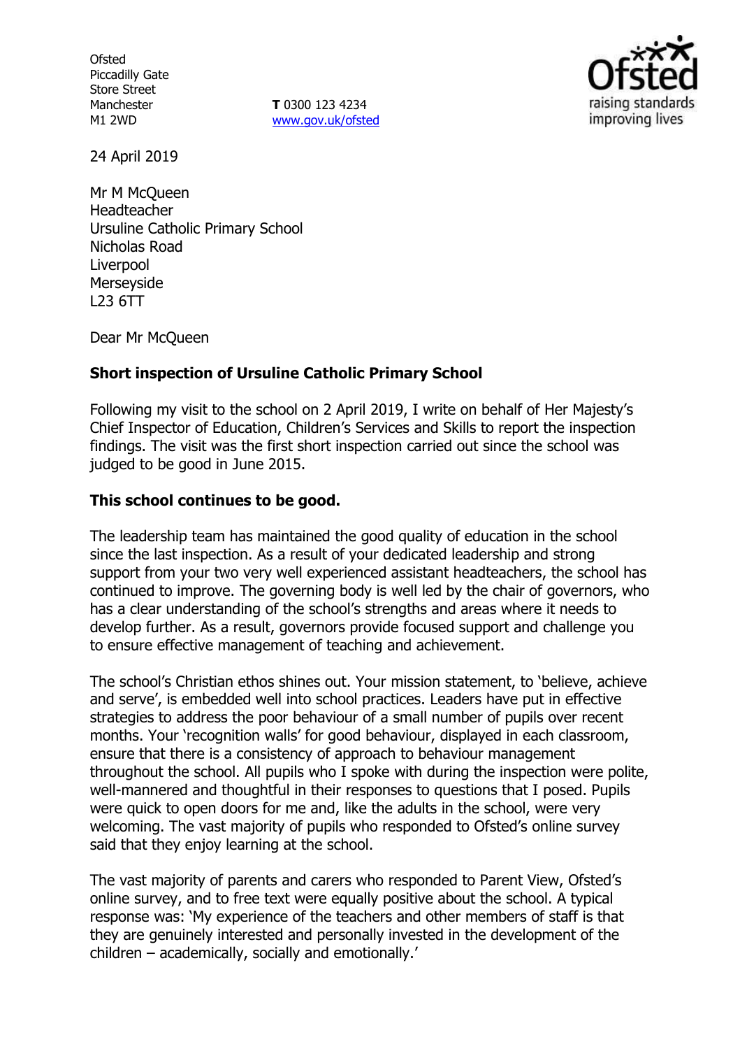Ofsted
Piccadilly Gate
Store Street
Manchester
M1 2WD

**T** 0300 123 4234
www.gov.uk/ofsted

24 April 2019

Mr M McQueen
Headteacher
Ursuline Catholic Primary School
Nicholas Road
Liverpool
Merseyside
L23 6TT

Dear Mr McQueen

**Short inspection of Ursuline Catholic Primary School**

Following my visit to the school on 2 April 2019, I write on behalf of Her Majesty's Chief Inspector of Education, Children's Services and Skills to report the inspection findings. The visit was the first short inspection carried out since the school was judged to be good in June 2015.

**This school continues to be good.**

The leadership team has maintained the good quality of education in the school since the last inspection. As a result of your dedicated leadership and strong support from your two very well experienced assistant headteachers, the school has continued to improve. The governing body is well led by the chair of governors, who has a clear understanding of the school's strengths and areas where it needs to develop further. As a result, governors provide focused support and challenge you to ensure effective management of teaching and achievement.

The school's Christian ethos shines out. Your mission statement, to 'believe, achieve and serve', is embedded well into school practices. Leaders have put in effective strategies to address the poor behaviour of a small number of pupils over recent months. Your 'recognition walls' for good behaviour, displayed in each classroom, ensure that there is a consistency of approach to behaviour management throughout the school. All pupils who I spoke with during the inspection were polite, well-mannered and thoughtful in their responses to questions that I posed. Pupils were quick to open doors for me and, like the adults in the school, were very welcoming. The vast majority of pupils who responded to Ofsted's online survey said that they enjoy learning at the school.

The vast majority of parents and carers who responded to Parent View, Ofsted's online survey, and to free text were equally positive about the school. A typical response was: 'My experience of the teachers and other members of staff is that they are genuinely interested and personally invested in the development of the children – academically, socially and emotionally.'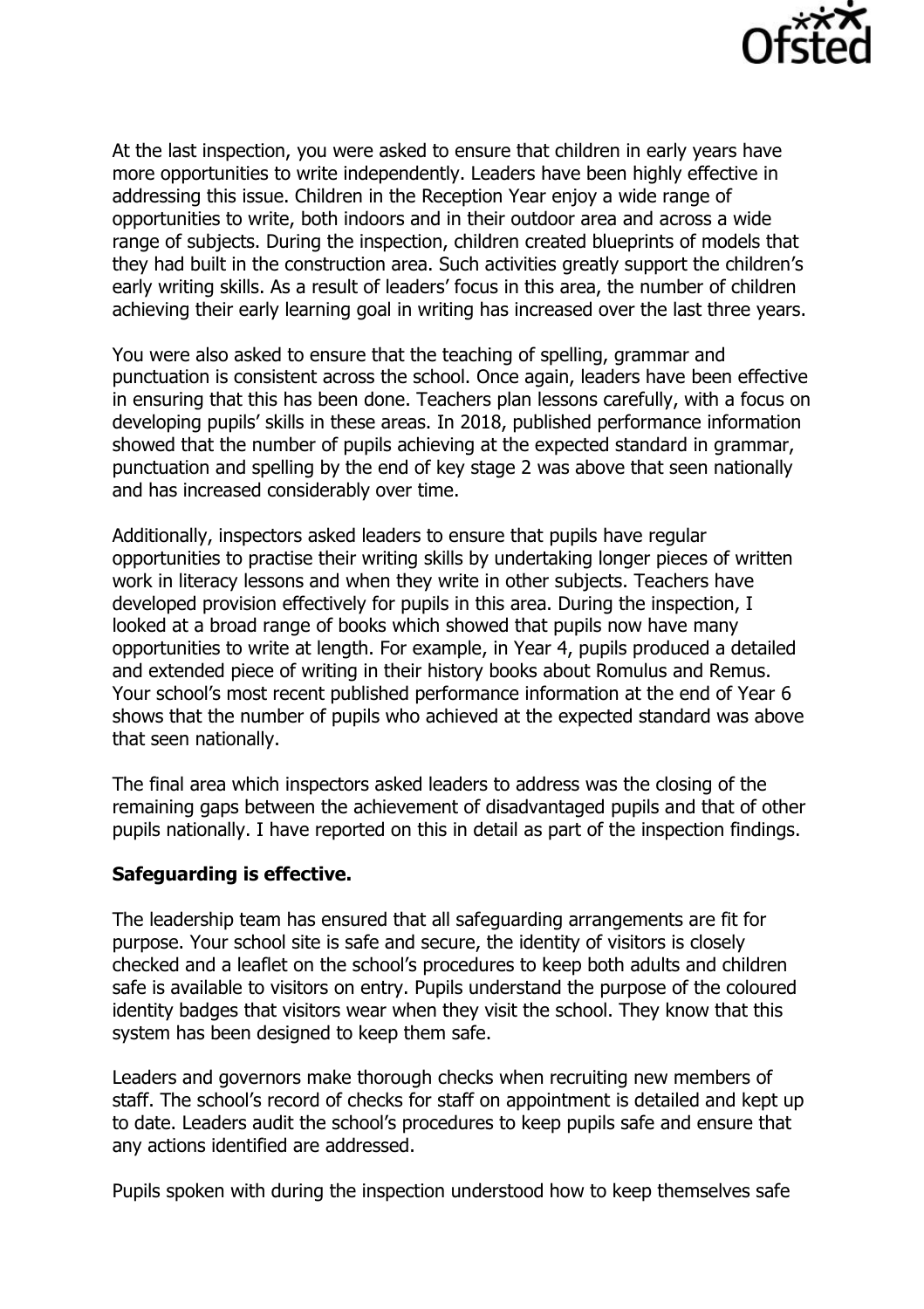At the last inspection, you were asked to ensure that children in early years have more opportunities to write independently. Leaders have been highly effective in addressing this issue. Children in the Reception Year enjoy a wide range of opportunities to write, both indoors and in their outdoor area and across a wide range of subjects. During the inspection, children created blueprints of models that they had built in the construction area. Such activities greatly support the children's early writing skills. As a result of leaders' focus in this area, the number of children achieving their early learning goal in writing has increased over the last three years.

You were also asked to ensure that the teaching of spelling, grammar and punctuation is consistent across the school. Once again, leaders have been effective in ensuring that this has been done. Teachers plan lessons carefully, with a focus on developing pupils' skills in these areas. In 2018, published performance information showed that the number of pupils achieving at the expected standard in grammar, punctuation and spelling by the end of key stage 2 was above that seen nationally and has increased considerably over time.

Additionally, inspectors asked leaders to ensure that pupils have regular opportunities to practise their writing skills by undertaking longer pieces of written work in literacy lessons and when they write in other subjects. Teachers have developed provision effectively for pupils in this area. During the inspection, I looked at a broad range of books which showed that pupils now have many opportunities to write at length. For example, in Year 4, pupils produced a detailed and extended piece of writing in their history books about Romulus and Remus. Your school's most recent published performance information at the end of Year 6 shows that the number of pupils who achieved at the expected standard was above that seen nationally.

The final area which inspectors asked leaders to address was the closing of the remaining gaps between the achievement of disadvantaged pupils and that of other pupils nationally. I have reported on this in detail as part of the inspection findings.

**Safeguarding is effective.**

The leadership team has ensured that all safeguarding arrangements are fit for purpose. Your school site is safe and secure, the identity of visitors is closely checked and a leaflet on the school's procedures to keep both adults and children safe is available to visitors on entry. Pupils understand the purpose of the coloured identity badges that visitors wear when they visit the school. They know that this system has been designed to keep them safe.

Leaders and governors make thorough checks when recruiting new members of staff. The school's record of checks for staff on appointment is detailed and kept up to date. Leaders audit the school's procedures to keep pupils safe and ensure that any actions identified are addressed.

Pupils spoken with during the inspection understood how to keep themselves safe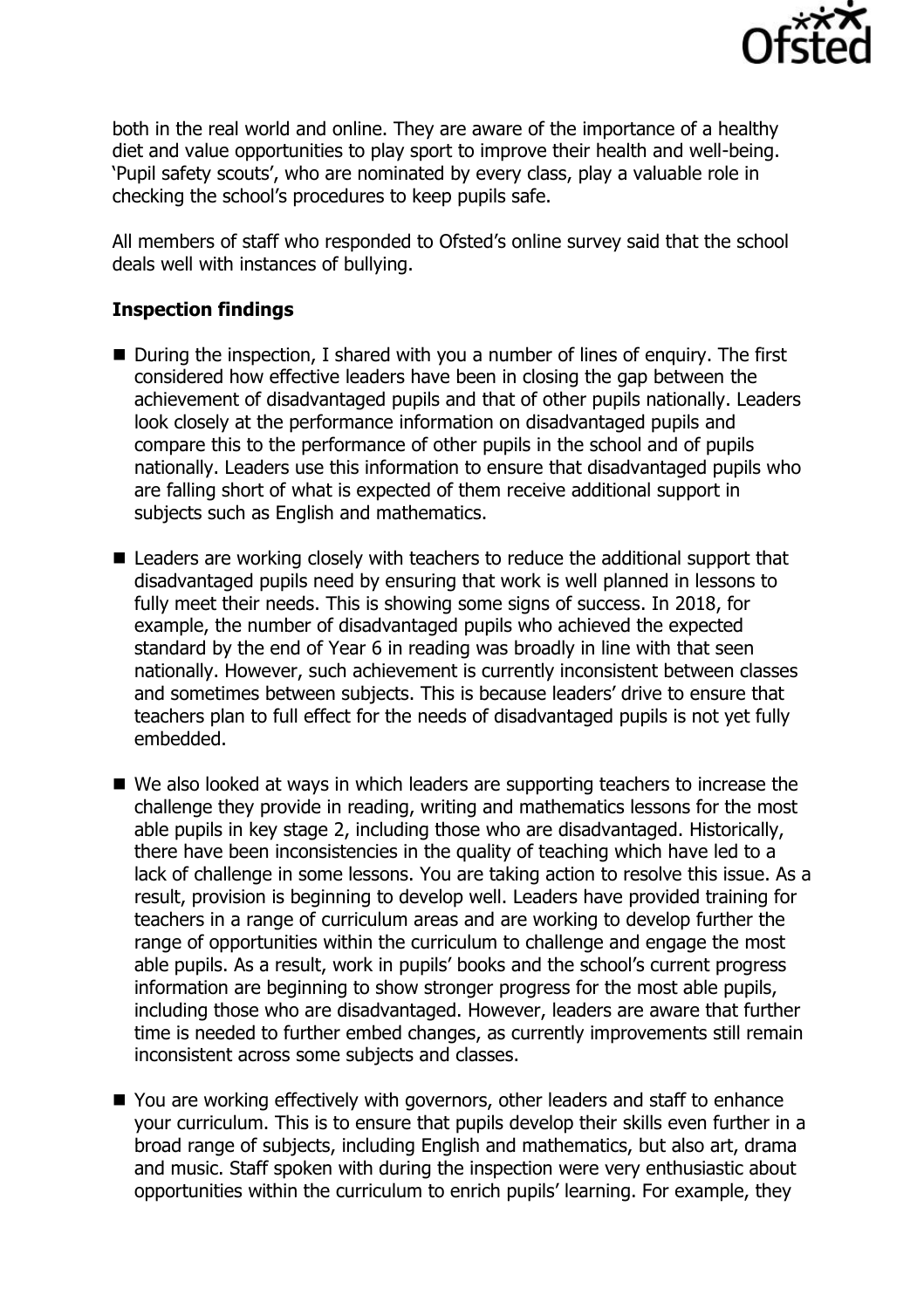both in the real world and online. They are aware of the importance of a healthy diet and value opportunities to play sport to improve their health and well-being. 'Pupil safety scouts', who are nominated by every class, play a valuable role in checking the school's procedures to keep pupils safe.

All members of staff who responded to Ofsted's online survey said that the school deals well with instances of bullying.

**Inspection findings**

- During the inspection, I shared with you a number of lines of enquiry. The first considered how effective leaders have been in closing the gap between the achievement of disadvantaged pupils and that of other pupils nationally. Leaders look closely at the performance information on disadvantaged pupils and compare this to the performance of other pupils in the school and of pupils nationally. Leaders use this information to ensure that disadvantaged pupils who are falling short of what is expected of them receive additional support in subjects such as English and mathematics.
- Leaders are working closely with teachers to reduce the additional support that disadvantaged pupils need by ensuring that work is well planned in lessons to fully meet their needs. This is showing some signs of success. In 2018, for example, the number of disadvantaged pupils who achieved the expected standard by the end of Year 6 in reading was broadly in line with that seen nationally. However, such achievement is currently inconsistent between classes and sometimes between subjects. This is because leaders' drive to ensure that teachers plan to full effect for the needs of disadvantaged pupils is not yet fully embedded.
- We also looked at ways in which leaders are supporting teachers to increase the challenge they provide in reading, writing and mathematics lessons for the most able pupils in key stage 2, including those who are disadvantaged. Historically, there have been inconsistencies in the quality of teaching which have led to a lack of challenge in some lessons. You are taking action to resolve this issue. As a result, provision is beginning to develop well. Leaders have provided training for teachers in a range of curriculum areas and are working to develop further the range of opportunities within the curriculum to challenge and engage the most able pupils. As a result, work in pupils' books and the school's current progress information are beginning to show stronger progress for the most able pupils, including those who are disadvantaged. However, leaders are aware that further time is needed to further embed changes, as currently improvements still remain inconsistent across some subjects and classes.
- You are working effectively with governors, other leaders and staff to enhance your curriculum. This is to ensure that pupils develop their skills even further in a broad range of subjects, including English and mathematics, but also art, drama and music. Staff spoken with during the inspection were very enthusiastic about opportunities within the curriculum to enrich pupils' learning. For example, they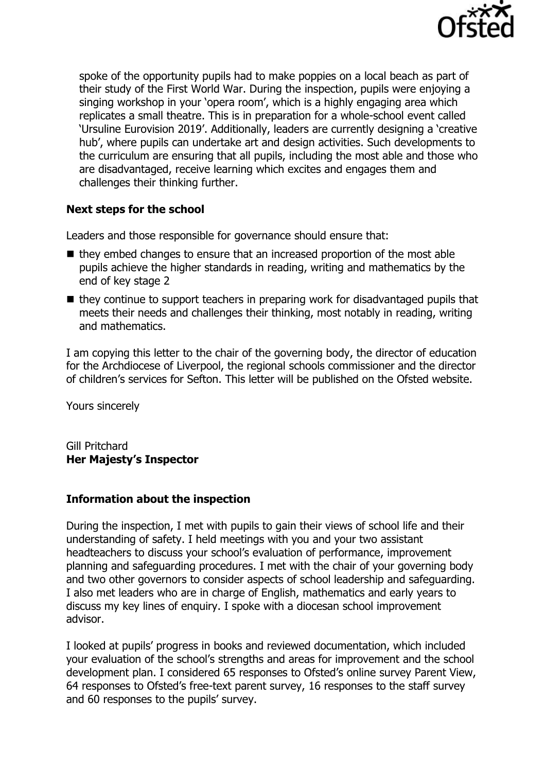spoke of the opportunity pupils had to make poppies on a local beach as part of their study of the First World War. During the inspection, pupils were enjoying a singing workshop in your 'opera room', which is a highly engaging area which replicates a small theatre. This is in preparation for a whole-school event called 'Ursuline Eurovision 2019'. Additionally, leaders are currently designing a 'creative hub', where pupils can undertake art and design activities. Such developments to the curriculum are ensuring that all pupils, including the most able and those who are disadvantaged, receive learning which excites and engages them and challenges their thinking further.

### Next steps for the school

Leaders and those responsible for governance should ensure that:

- they embed changes to ensure that an increased proportion of the most able pupils achieve the higher standards in reading, writing and mathematics by the end of key stage 2
- they continue to support teachers in preparing work for disadvantaged pupils that meets their needs and challenges their thinking, most notably in reading, writing and mathematics.

I am copying this letter to the chair of the governing body, the director of education for the Archdiocese of Liverpool, the regional schools commissioner and the director of children's services for Sefton. This letter will be published on the Ofsted website.

Yours sincerely

Gill Pritchard
**Her Majesty's Inspector**

### Information about the inspection

During the inspection, I met with pupils to gain their views of school life and their understanding of safety. I held meetings with you and your two assistant headteachers to discuss your school's evaluation of performance, improvement planning and safeguarding procedures. I met with the chair of your governing body and two other governors to consider aspects of school leadership and safeguarding. I also met leaders who are in charge of English, mathematics and early years to discuss my key lines of enquiry. I spoke with a diocesan school improvement advisor.

I looked at pupils' progress in books and reviewed documentation, which included your evaluation of the school's strengths and areas for improvement and the school development plan. I considered 65 responses to Ofsted's online survey Parent View, 64 responses to Ofsted's free-text parent survey, 16 responses to the staff survey and 60 responses to the pupils' survey.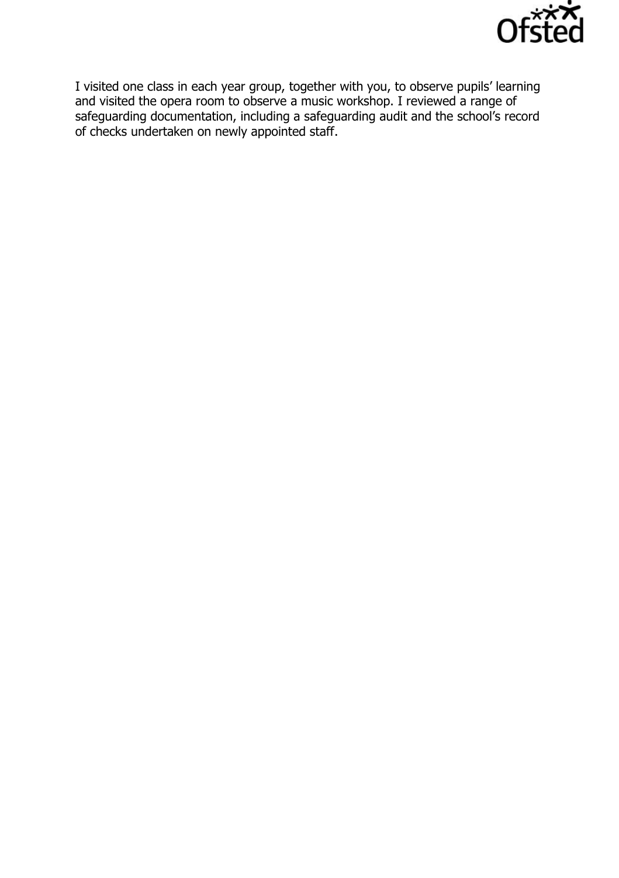I visited one class in each year group, together with you, to observe pupils' learning and visited the opera room to observe a music workshop. I reviewed a range of safeguarding documentation, including a safeguarding audit and the school's record of checks undertaken on newly appointed staff.